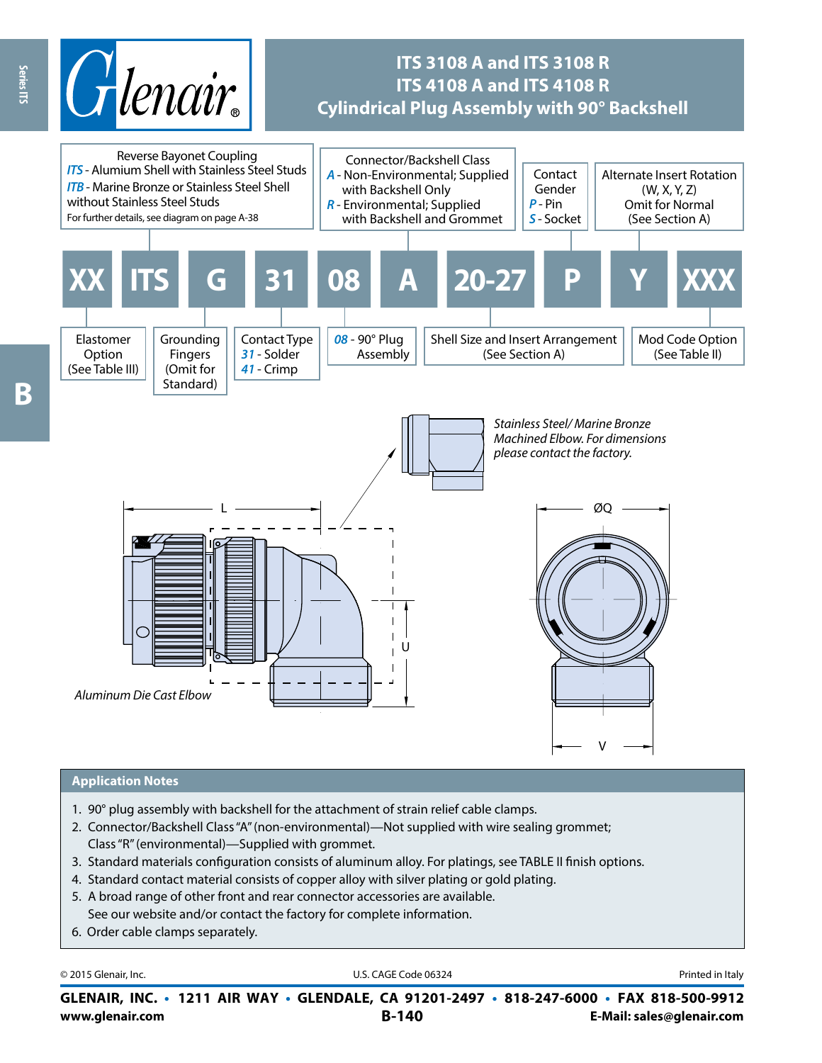# ITS 3108 A and ITS 3108 R
# ITS 4108 A and ITS 4108 R
# Cylindrical Plug Assembly with 90° Backshell

Reverse Bayonet Coupling
*ITS* - Alumium Shell with Stainless Steel Studs
*ITB* - Marine Bronze or Stainless Steel Shell without Stainless Steel Studs
For further details, see diagram on page A-38

Connector/Backshell Class
*A* - Non-Environmental; Supplied with Backshell Only
*R* - Environmental; Supplied with Backshell and Grommet

Contact Gender
*P* - Pin
*S* - Socket

Alternate Insert Rotation (W, X, Y, Z)
Omit for Normal
(See Section A)

| XX | ITS | G | 31 | 08 | A | 20-27 | P | Y | XXX |
|---|---|---|---|---|---|---|---|---|---|

Elastomer Option (See Table III)

Grounding Fingers (Omit for Standard)

Contact Type
*31* - Solder
*41* - Crimp

*08* - 90° Plug Assembly

Shell Size and Insert Arrangement (See Section A)

Mod Code Option (See Table II)

*Stainless Steel/ Marine Bronze Machined Elbow. For dimensions please contact the factory.*

L

ØQ

U

V

*Aluminum Die Cast Elbow*

## Application Notes

1. 90° plug assembly with backshell for the attachment of strain relief cable clamps.
2. Connector/Backshell Class "A" (non-environmental)—Not supplied with wire sealing grommet; Class "R" (environmental)—Supplied with grommet.
3. Standard materials configuration consists of aluminum alloy. For platings, see TABLE II finish options.
4. Standard contact material consists of copper alloy with silver plating or gold plating.
5. A broad range of other front and rear connector accessories are available. See our website and/or contact the factory for complete information.
6. Order cable clamps separately.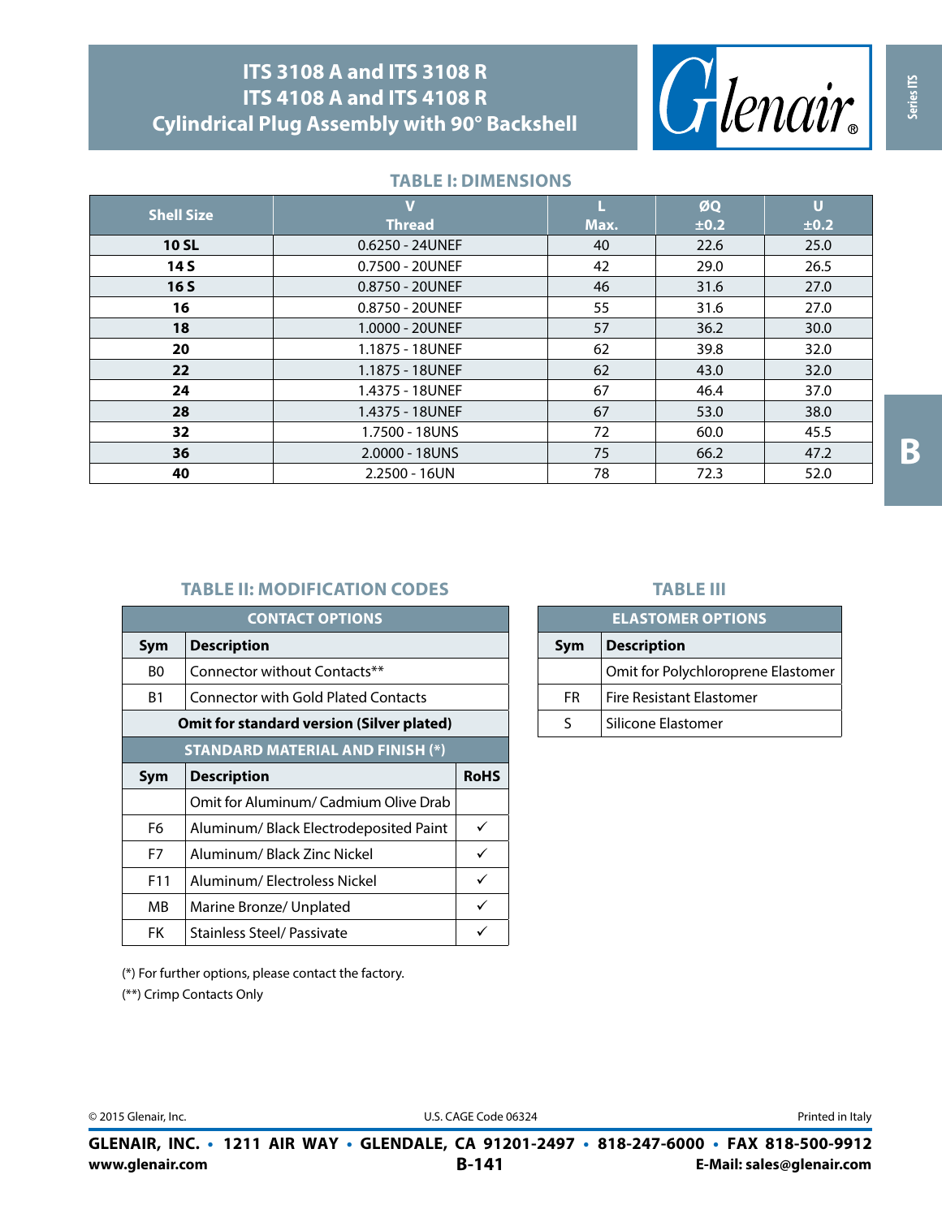# ITS 3108 A and ITS 3108 R
# ITS 4108 A and ITS 4108 R
# Cylindrical Plug Assembly with 90° Backshell

## TABLE I: DIMENSIONS

| Shell Size | V Thread | L Max. | ØQ ±0.2 | U ±0.2 |
|---|---|---|---|---|
| **10 SL** | 0.6250 - 24UNEF | 40 | 22.6 | 25.0 |
| **14 S** | 0.7500 - 20UNEF | 42 | 29.0 | 26.5 |
| **16 S** | 0.8750 - 20UNEF | 46 | 31.6 | 27.0 |
| **16** | 0.8750 - 20UNEF | 55 | 31.6 | 27.0 |
| **18** | 1.0000 - 20UNEF | 57 | 36.2 | 30.0 |
| **20** | 1.1875 - 18UNEF | 62 | 39.8 | 32.0 |
| **22** | 1.1875 - 18UNEF | 62 | 43.0 | 32.0 |
| **24** | 1.4375 - 18UNEF | 67 | 46.4 | 37.0 |
| **28** | 1.4375 - 18UNEF | 67 | 53.0 | 38.0 |
| **32** | 1.7500 - 18UNS | 72 | 60.0 | 45.5 |
| **36** | 2.0000 - 18UNS | 75 | 66.2 | 47.2 |
| **40** | 2.2500 - 16UN | 78 | 72.3 | 52.0 |

## TABLE II: MODIFICATION CODES

| CONTACT OPTIONS | |
|---|---|
| **Sym** | **Description** |
| B0 | Connector without Contacts** |
| B1 | Connector with Gold Plated Contacts |
| **Omit for standard version (Silver plated)** | |

| STANDARD MATERIAL AND FINISH (*) | | |
|---|---|---|
| **Sym** | **Description** | **RoHS** |
| | Omit for Aluminum/ Cadmium Olive Drab | |
| F6 | Aluminum/ Black Electrodeposited Paint | ✓ |
| F7 | Aluminum/ Black Zinc Nickel | ✓ |
| F11 | Aluminum/ Electroless Nickel | ✓ |
| MB | Marine Bronze/ Unplated | ✓ |
| FK | Stainless Steel/ Passivate | ✓ |

(*) For further options, please contact the factory.

(**) Crimp Contacts Only

## TABLE III

| ELASTOMER OPTIONS | |
|---|---|
| **Sym** | **Description** |
| | Omit for Polychloroprene Elastomer |
| FR | Fire Resistant Elastomer |
| S | Silicone Elastomer |

© 2015 Glenair, Inc. U.S. CAGE Code 06324 Printed in Italy

GLENAIR, INC. • 1211 AIR WAY • GLENDALE, CA 91201-2497 • 818-247-6000 • FAX 818-500-9912
www.glenair.com E-Mail: sales@glenair.com